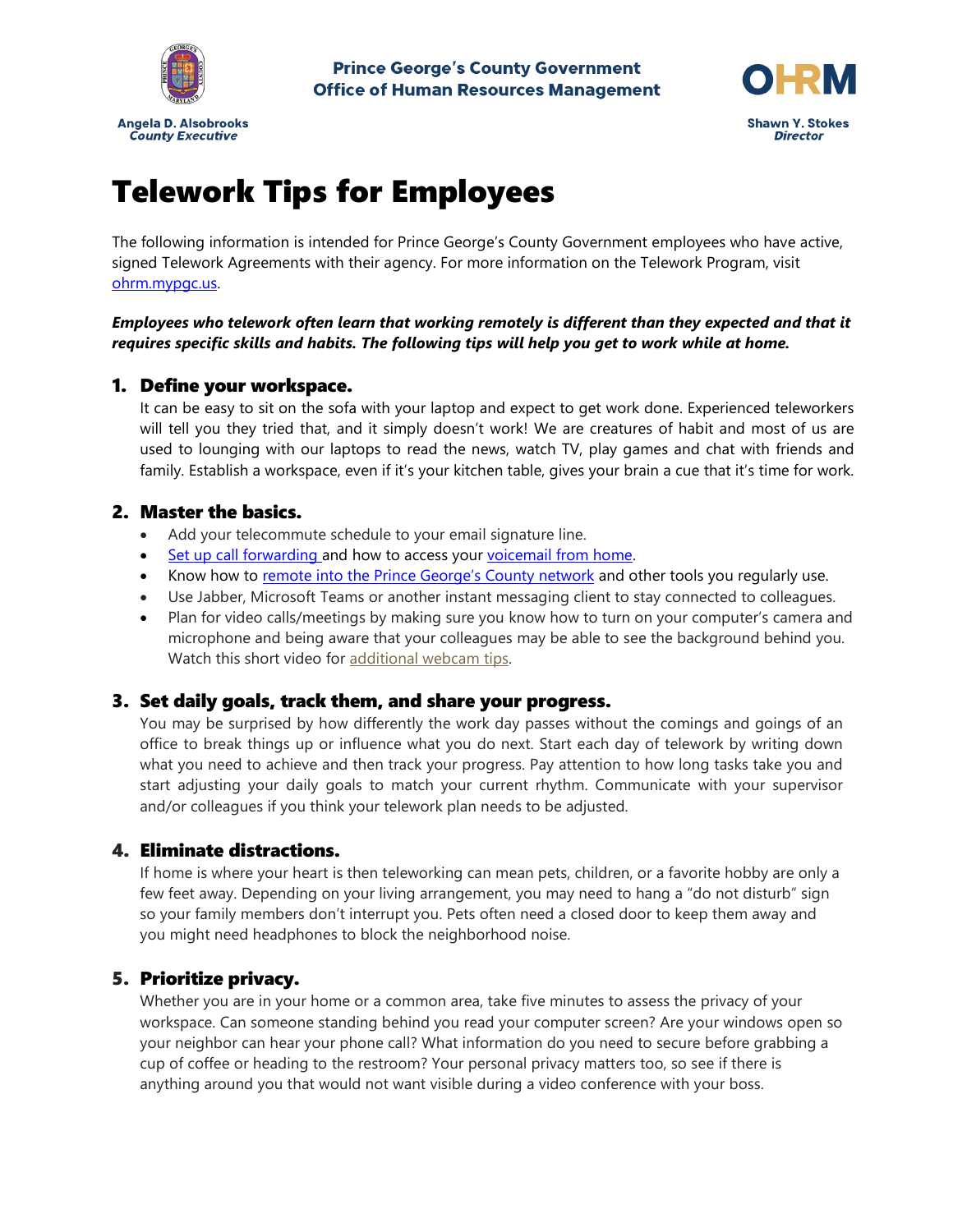Prince George's County Government
Office of Human Resources Management

Angela D. Alsobrooks
*County Executive*

Shawn Y. Stokes
*Director*

# Telework Tips for Employees

The following information is intended for Prince George's County Government employees who have active, signed Telework Agreements with their agency. For more information on the Telework Program, visit ohrm.mypgc.us.

***Employees who telework often learn that working remotely is different than they expected and that it requires specific skills and habits. The following tips will help you get to work while at home.***

## 1. Define your workspace.

It can be easy to sit on the sofa with your laptop and expect to get work done. Experienced teleworkers will tell you they tried that, and it simply doesn't work! We are creatures of habit and most of us are used to lounging with our laptops to read the news, watch TV, play games and chat with friends and family. Establish a workspace, even if it's your kitchen table, gives your brain a cue that it's time for work.

## 2. Master the basics.

- Add your telecommute schedule to your email signature line.
- Set up call forwarding and how to access your voicemail from home.
- Know how to remote into the Prince George's County network and other tools you regularly use.
- Use Jabber, Microsoft Teams or another instant messaging client to stay connected to colleagues.
- Plan for video calls/meetings by making sure you know how to turn on your computer's camera and microphone and being aware that your colleagues may be able to see the background behind you. Watch this short video for additional webcam tips.

## 3. Set daily goals, track them, and share your progress.

You may be surprised by how differently the work day passes without the comings and goings of an office to break things up or influence what you do next. Start each day of telework by writing down what you need to achieve and then track your progress. Pay attention to how long tasks take you and start adjusting your daily goals to match your current rhythm. Communicate with your supervisor and/or colleagues if you think your telework plan needs to be adjusted.

## 4. Eliminate distractions.

If home is where your heart is then teleworking can mean pets, children, or a favorite hobby are only a few feet away. Depending on your living arrangement, you may need to hang a "do not disturb" sign so your family members don't interrupt you. Pets often need a closed door to keep them away and you might need headphones to block the neighborhood noise.

## 5. Prioritize privacy.

Whether you are in your home or a common area, take five minutes to assess the privacy of your workspace. Can someone standing behind you read your computer screen? Are your windows open so your neighbor can hear your phone call? What information do you need to secure before grabbing a cup of coffee or heading to the restroom? Your personal privacy matters too, so see if there is anything around you that would not want visible during a video conference with your boss.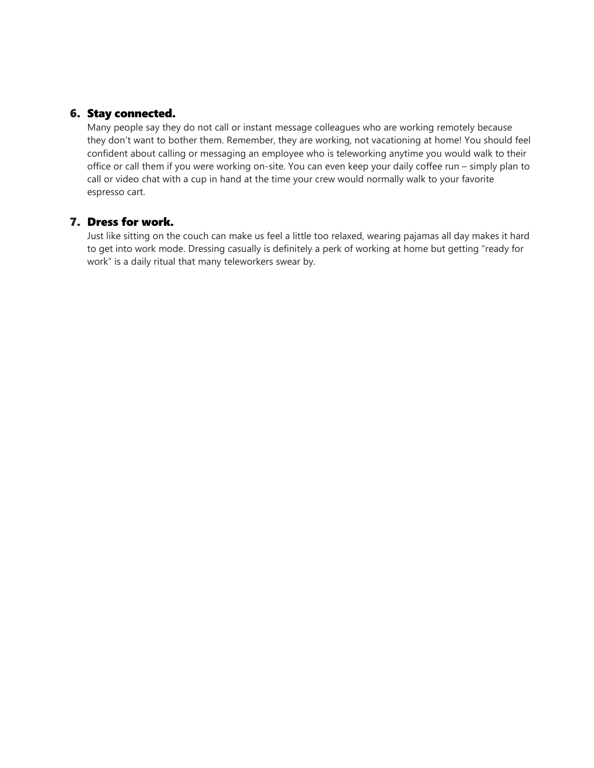6. **Stay connected.**

   Many people say they do not call or instant message colleagues who are working remotely because they don't want to bother them. Remember, they are working, not vacationing at home! You should feel confident about calling or messaging an employee who is teleworking anytime you would walk to their office or call them if you were working on-site. You can even keep your daily coffee run – simply plan to call or video chat with a cup in hand at the time your crew would normally walk to your favorite espresso cart.

7. **Dress for work.**

   Just like sitting on the couch can make us feel a little too relaxed, wearing pajamas all day makes it hard to get into work mode. Dressing casually is definitely a perk of working at home but getting "ready for work" is a daily ritual that many teleworkers swear by.